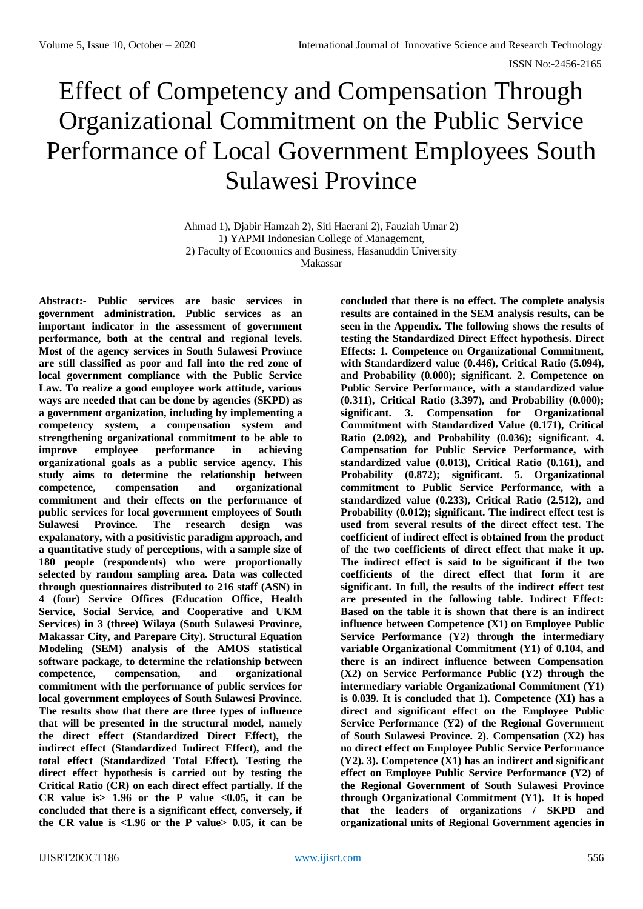# Effect of Competency and Compensation Through Organizational Commitment on the Public Service Performance of Local Government Employees South Sulawesi Province

Ahmad 1), Djabir Hamzah 2), Siti Haerani 2), Fauziah Umar 2)
1) YAPMI Indonesian College of Management,
2) Faculty of Economics and Business, Hasanuddin University
Makassar

**Abstract:- Public services are basic services in government administration. Public services as an important indicator in the assessment of government performance, both at the central and regional levels. Most of the agency services in South Sulawesi Province are still classified as poor and fall into the red zone of local government compliance with the Public Service Law. To realize a good employee work attitude, various ways are needed that can be done by agencies (SKPD) as a government organization, including by implementing a competency system, a compensation system and strengthening organizational commitment to be able to improve employee performance in achieving organizational goals as a public service agency. This study aims to determine the relationship between competence, compensation and organizational commitment and their effects on the performance of public services for local government employees of South Sulawesi Province. The research design was expalanatory, with a positivistic paradigm approach, and a quantitative study of perceptions, with a sample size of 180 people (respondents) who were proportionally selected by random sampling area. Data was collected through questionnaires distributed to 216 staff (ASN) in 4 (four) Service Offices (Education Office, Health Service, Social Service, and Cooperative and UKM Services) in 3 (three) Wilaya (South Sulawesi Province, Makassar City, and Parepare City). Structural Equation Modeling (SEM) analysis of the AMOS statistical software package, to determine the relationship between competence, compensation, and organizational commitment with the performance of public services for local government employees of South Sulawesi Province. The results show that there are three types of influence that will be presented in the structural model, namely the direct effect (Standardized Direct Effect), the indirect effect (Standardized Indirect Effect), and the total effect (Standardized Total Effect). Testing the direct effect hypothesis is carried out by testing the Critical Ratio (CR) on each direct effect partially. If the CR value is> 1.96 or the P value <0.05, it can be concluded that there is a significant effect, conversely, if the CR value is <1.96 or the P value> 0.05, it can be concluded that there is no effect. The complete analysis results are contained in the SEM analysis results, can be seen in the Appendix. The following shows the results of testing the Standardized Direct Effect hypothesis. Direct Effects: 1. Competence on Organizational Commitment, with Standardizerd value (0.446), Critical Ratio (5.094), and Probability (0.000); significant. 2. Competence on Public Service Performance, with a standardized value (0.311), Critical Ratio (3.397), and Probability (0.000); significant. 3. Compensation for Organizational Commitment with Standardized Value (0.171), Critical Ratio (2.092), and Probability (0.036); significant. 4. Compensation for Public Service Performance, with standardized value (0.013), Critical Ratio (0.161), and Probability (0.872); significant. 5. Organizational commitment to Public Service Performance, with a standardized value (0.233), Critical Ratio (2.512), and Probability (0.012); significant. The indirect effect test is used from several results of the direct effect test. The coefficient of indirect effect is obtained from the product of the two coefficients of direct effect that make it up. The indirect effect is said to be significant if the two coefficients of the direct effect that form it are significant. In full, the results of the indirect effect test are presented in the following table. Indirect Effect: Based on the table it is shown that there is an indirect influence between Competence (X1) on Employee Public Service Performance (Y2) through the intermediary variable Organizational Commitment (Y1) of 0.104, and there is an indirect influence between Compensation (X2) on Service Performance Public (Y2) through the intermediary variable Organizational Commitment (Y1) is 0.039. It is concluded that 1). Competence (X1) has a direct and significant effect on the Employee Public Service Performance (Y2) of the Regional Government of South Sulawesi Province. 2). Compensation (X2) has no direct effect on Employee Public Service Performance (Y2). 3). Competence (X1) has an indirect and significant effect on Employee Public Service Performance (Y2) of the Regional Government of South Sulawesi Province through Organizational Commitment (Y1). It is hoped that the leaders of organizations / SKPD and organizational units of Regional Government agencies in**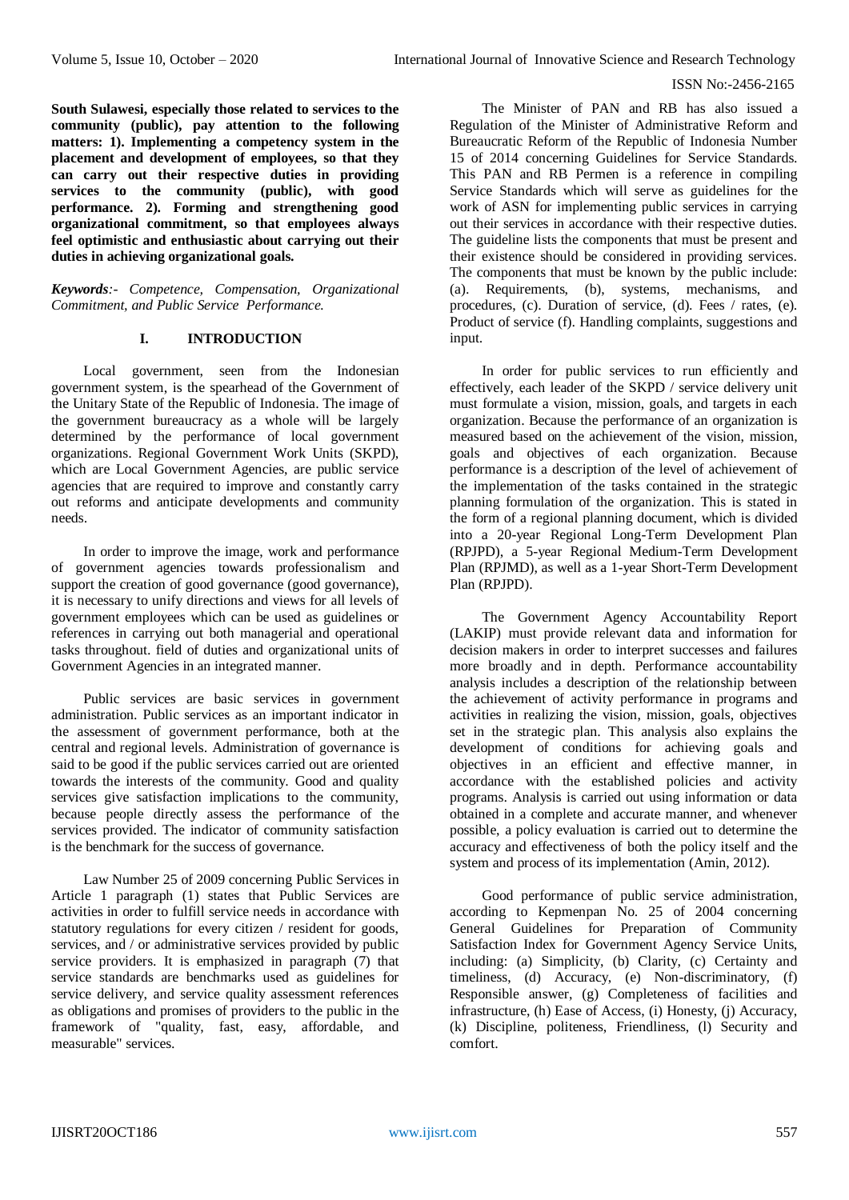**South Sulawesi, especially those related to services to the community (public), pay attention to the following matters: 1). Implementing a competency system in the placement and development of employees, so that they can carry out their respective duties in providing services to the community (public), with good performance. 2). Forming and strengthening good organizational commitment, so that employees always feel optimistic and enthusiastic about carrying out their duties in achieving organizational goals.**

***Keywords**:- Competence, Compensation, Organizational Commitment, and Public Service Performance.*

## I. INTRODUCTION

Local government, seen from the Indonesian government system, is the spearhead of the Government of the Unitary State of the Republic of Indonesia. The image of the government bureaucracy as a whole will be largely determined by the performance of local government organizations. Regional Government Work Units (SKPD), which are Local Government Agencies, are public service agencies that are required to improve and constantly carry out reforms and anticipate developments and community needs.

In order to improve the image, work and performance of government agencies towards professionalism and support the creation of good governance (good governance), it is necessary to unify directions and views for all levels of government employees which can be used as guidelines or references in carrying out both managerial and operational tasks throughout. field of duties and organizational units of Government Agencies in an integrated manner.

Public services are basic services in government administration. Public services as an important indicator in the assessment of government performance, both at the central and regional levels. Administration of governance is said to be good if the public services carried out are oriented towards the interests of the community. Good and quality services give satisfaction implications to the community, because people directly assess the performance of the services provided. The indicator of community satisfaction is the benchmark for the success of governance.

Law Number 25 of 2009 concerning Public Services in Article 1 paragraph (1) states that Public Services are activities in order to fulfill service needs in accordance with statutory regulations for every citizen / resident for goods, services, and / or administrative services provided by public service providers. It is emphasized in paragraph (7) that service standards are benchmarks used as guidelines for service delivery, and service quality assessment references as obligations and promises of providers to the public in the framework of "quality, fast, easy, affordable, and measurable" services.

The Minister of PAN and RB has also issued a Regulation of the Minister of Administrative Reform and Bureaucratic Reform of the Republic of Indonesia Number 15 of 2014 concerning Guidelines for Service Standards. This PAN and RB Permen is a reference in compiling Service Standards which will serve as guidelines for the work of ASN for implementing public services in carrying out their services in accordance with their respective duties. The guideline lists the components that must be present and their existence should be considered in providing services. The components that must be known by the public include: (a). Requirements, (b), systems, mechanisms, and procedures, (c). Duration of service, (d). Fees / rates, (e). Product of service (f). Handling complaints, suggestions and input.

In order for public services to run efficiently and effectively, each leader of the SKPD / service delivery unit must formulate a vision, mission, goals, and targets in each organization. Because the performance of an organization is measured based on the achievement of the vision, mission, goals and objectives of each organization. Because performance is a description of the level of achievement of the implementation of the tasks contained in the strategic planning formulation of the organization. This is stated in the form of a regional planning document, which is divided into a 20-year Regional Long-Term Development Plan (RPJPD), a 5-year Regional Medium-Term Development Plan (RPJMD), as well as a 1-year Short-Term Development Plan (RPJPD).

The Government Agency Accountability Report (LAKIP) must provide relevant data and information for decision makers in order to interpret successes and failures more broadly and in depth. Performance accountability analysis includes a description of the relationship between the achievement of activity performance in programs and activities in realizing the vision, mission, goals, objectives set in the strategic plan. This analysis also explains the development of conditions for achieving goals and objectives in an efficient and effective manner, in accordance with the established policies and activity programs. Analysis is carried out using information or data obtained in a complete and accurate manner, and whenever possible, a policy evaluation is carried out to determine the accuracy and effectiveness of both the policy itself and the system and process of its implementation (Amin, 2012).

Good performance of public service administration, according to Kepmenpan No. 25 of 2004 concerning General Guidelines for Preparation of Community Satisfaction Index for Government Agency Service Units, including: (a) Simplicity, (b) Clarity, (c) Certainty and timeliness, (d) Accuracy, (e) Non-discriminatory, (f) Responsible answer, (g) Completeness of facilities and infrastructure, (h) Ease of Access, (i) Honesty, (j) Accuracy, (k) Discipline, politeness, Friendliness, (l) Security and comfort.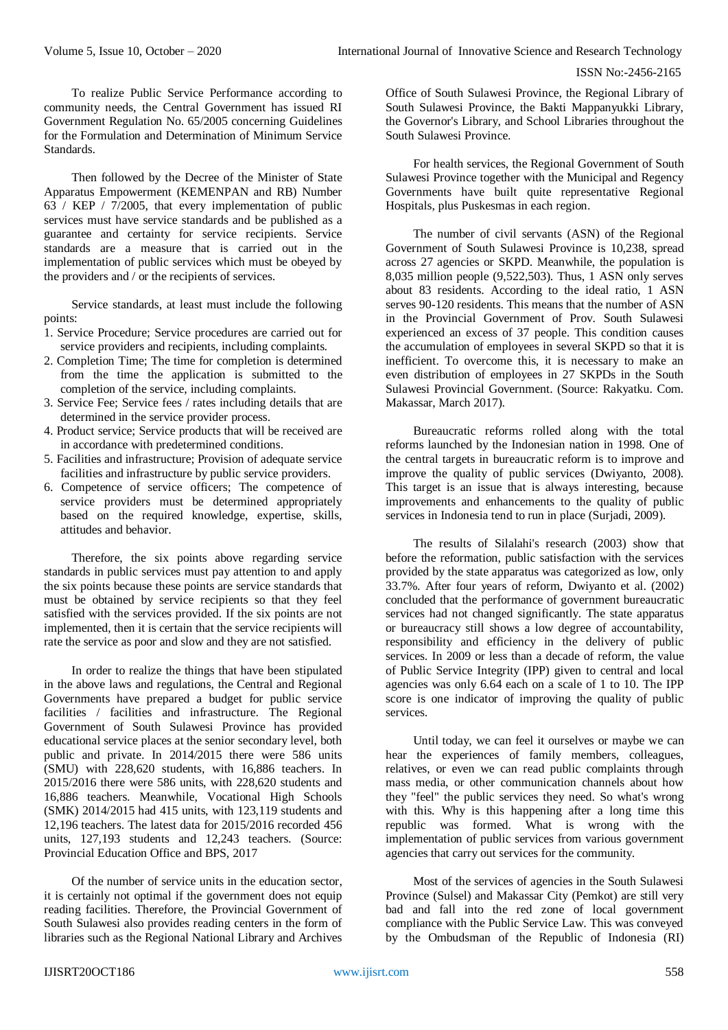To realize Public Service Performance according to community needs, the Central Government has issued RI Government Regulation No. 65/2005 concerning Guidelines for the Formulation and Determination of Minimum Service Standards.

Then followed by the Decree of the Minister of State Apparatus Empowerment (KEMENPAN and RB) Number 63 / KEP / 7/2005, that every implementation of public services must have service standards and be published as a guarantee and certainty for service recipients. Service standards are a measure that is carried out in the implementation of public services which must be obeyed by the providers and / or the recipients of services.

Service standards, at least must include the following points:

1. Service Procedure; Service procedures are carried out for service providers and recipients, including complaints.
2. Completion Time; The time for completion is determined from the time the application is submitted to the completion of the service, including complaints.
3. Service Fee; Service fees / rates including details that are determined in the service provider process.
4. Product service; Service products that will be received are in accordance with predetermined conditions.
5. Facilities and infrastructure; Provision of adequate service facilities and infrastructure by public service providers.
6. Competence of service officers; The competence of service providers must be determined appropriately based on the required knowledge, expertise, skills, attitudes and behavior.

Therefore, the six points above regarding service standards in public services must pay attention to and apply the six points because these points are service standards that must be obtained by service recipients so that they feel satisfied with the services provided. If the six points are not implemented, then it is certain that the service recipients will rate the service as poor and slow and they are not satisfied.

In order to realize the things that have been stipulated in the above laws and regulations, the Central and Regional Governments have prepared a budget for public service facilities / facilities and infrastructure. The Regional Government of South Sulawesi Province has provided educational service places at the senior secondary level, both public and private. In 2014/2015 there were 586 units (SMU) with 228,620 students, with 16,886 teachers. In 2015/2016 there were 586 units, with 228,620 students and 16,886 teachers. Meanwhile, Vocational High Schools (SMK) 2014/2015 had 415 units, with 123,119 students and 12,196 teachers. The latest data for 2015/2016 recorded 456 units, 127,193 students and 12,243 teachers. (Source: Provincial Education Office and BPS, 2017

Of the number of service units in the education sector, it is certainly not optimal if the government does not equip reading facilities. Therefore, the Provincial Government of South Sulawesi also provides reading centers in the form of libraries such as the Regional National Library and Archives Office of South Sulawesi Province, the Regional Library of South Sulawesi Province, the Bakti Mappanyukki Library, the Governor's Library, and School Libraries throughout the South Sulawesi Province.

For health services, the Regional Government of South Sulawesi Province together with the Municipal and Regency Governments have built quite representative Regional Hospitals, plus Puskesmas in each region.

The number of civil servants (ASN) of the Regional Government of South Sulawesi Province is 10,238, spread across 27 agencies or SKPD. Meanwhile, the population is 8,035 million people (9,522,503). Thus, 1 ASN only serves about 83 residents. According to the ideal ratio, 1 ASN serves 90-120 residents. This means that the number of ASN in the Provincial Government of Prov. South Sulawesi experienced an excess of 37 people. This condition causes the accumulation of employees in several SKPD so that it is inefficient. To overcome this, it is necessary to make an even distribution of employees in 27 SKPDs in the South Sulawesi Provincial Government. (Source: Rakyatku. Com. Makassar, March 2017).

Bureaucratic reforms rolled along with the total reforms launched by the Indonesian nation in 1998. One of the central targets in bureaucratic reform is to improve and improve the quality of public services (Dwiyanto, 2008). This target is an issue that is always interesting, because improvements and enhancements to the quality of public services in Indonesia tend to run in place (Surjadi, 2009).

The results of Silalahi's research (2003) show that before the reformation, public satisfaction with the services provided by the state apparatus was categorized as low, only 33.7%. After four years of reform, Dwiyanto et al. (2002) concluded that the performance of government bureaucratic services had not changed significantly. The state apparatus or bureaucracy still shows a low degree of accountability, responsibility and efficiency in the delivery of public services. In 2009 or less than a decade of reform, the value of Public Service Integrity (IPP) given to central and local agencies was only 6.64 each on a scale of 1 to 10. The IPP score is one indicator of improving the quality of public services.

Until today, we can feel it ourselves or maybe we can hear the experiences of family members, colleagues, relatives, or even we can read public complaints through mass media, or other communication channels about how they "feel" the public services they need. So what's wrong with this. Why is this happening after a long time this republic was formed. What is wrong with the implementation of public services from various government agencies that carry out services for the community.

Most of the services of agencies in the South Sulawesi Province (Sulsel) and Makassar City (Pemkot) are still very bad and fall into the red zone of local government compliance with the Public Service Law. This was conveyed by the Ombudsman of the Republic of Indonesia (RI)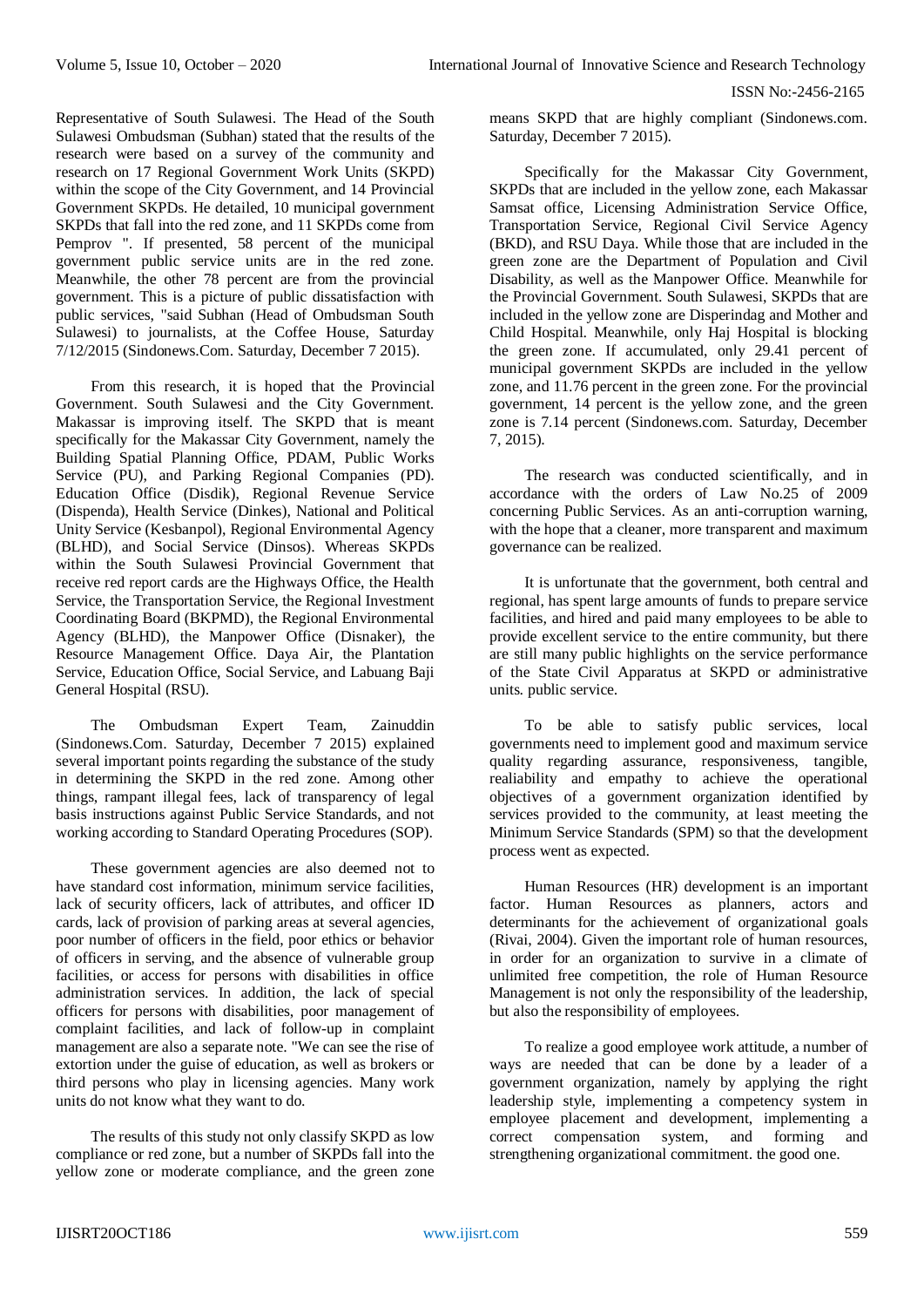Representative of South Sulawesi. The Head of the South Sulawesi Ombudsman (Subhan) stated that the results of the research were based on a survey of the community and research on 17 Regional Government Work Units (SKPD) within the scope of the City Government, and 14 Provincial Government SKPDs. He detailed, 10 municipal government SKPDs that fall into the red zone, and 11 SKPDs come from Pemprov ". If presented, 58 percent of the municipal government public service units are in the red zone. Meanwhile, the other 78 percent are from the provincial government. This is a picture of public dissatisfaction with public services, "said Subhan (Head of Ombudsman South Sulawesi) to journalists, at the Coffee House, Saturday 7/12/2015 (Sindonews.Com. Saturday, December 7 2015).

From this research, it is hoped that the Provincial Government. South Sulawesi and the City Government. Makassar is improving itself. The SKPD that is meant specifically for the Makassar City Government, namely the Building Spatial Planning Office, PDAM, Public Works Service (PU), and Parking Regional Companies (PD). Education Office (Disdik), Regional Revenue Service (Dispenda), Health Service (Dinkes), National and Political Unity Service (Kesbanpol), Regional Environmental Agency (BLHD), and Social Service (Dinsos). Whereas SKPDs within the South Sulawesi Provincial Government that receive red report cards are the Highways Office, the Health Service, the Transportation Service, the Regional Investment Coordinating Board (BKPMD), the Regional Environmental Agency (BLHD), the Manpower Office (Disnaker), the Resource Management Office. Daya Air, the Plantation Service, Education Office, Social Service, and Labuang Baji General Hospital (RSU).

The Ombudsman Expert Team, Zainuddin (Sindonews.Com. Saturday, December 7 2015) explained several important points regarding the substance of the study in determining the SKPD in the red zone. Among other things, rampant illegal fees, lack of transparency of legal basis instructions against Public Service Standards, and not working according to Standard Operating Procedures (SOP).

These government agencies are also deemed not to have standard cost information, minimum service facilities, lack of security officers, lack of attributes, and officer ID cards, lack of provision of parking areas at several agencies, poor number of officers in the field, poor ethics or behavior of officers in serving, and the absence of vulnerable group facilities, or access for persons with disabilities in office administration services. In addition, the lack of special officers for persons with disabilities, poor management of complaint facilities, and lack of follow-up in complaint management are also a separate note. "We can see the rise of extortion under the guise of education, as well as brokers or third persons who play in licensing agencies. Many work units do not know what they want to do.

The results of this study not only classify SKPD as low compliance or red zone, but a number of SKPDs fall into the yellow zone or moderate compliance, and the green zone means SKPD that are highly compliant (Sindonews.com. Saturday, December 7 2015).

Specifically for the Makassar City Government, SKPDs that are included in the yellow zone, each Makassar Samsat office, Licensing Administration Service Office, Transportation Service, Regional Civil Service Agency (BKD), and RSU Daya. While those that are included in the green zone are the Department of Population and Civil Disability, as well as the Manpower Office. Meanwhile for the Provincial Government. South Sulawesi, SKPDs that are included in the yellow zone are Disperindag and Mother and Child Hospital. Meanwhile, only Haj Hospital is blocking the green zone. If accumulated, only 29.41 percent of municipal government SKPDs are included in the yellow zone, and 11.76 percent in the green zone. For the provincial government, 14 percent is the yellow zone, and the green zone is 7.14 percent (Sindonews.com. Saturday, December 7, 2015).

The research was conducted scientifically, and in accordance with the orders of Law No.25 of 2009 concerning Public Services. As an anti-corruption warning, with the hope that a cleaner, more transparent and maximum governance can be realized.

It is unfortunate that the government, both central and regional, has spent large amounts of funds to prepare service facilities, and hired and paid many employees to be able to provide excellent service to the entire community, but there are still many public highlights on the service performance of the State Civil Apparatus at SKPD or administrative units. public service.

To be able to satisfy public services, local governments need to implement good and maximum service quality regarding assurance, responsiveness, tangible, realiability and empathy to achieve the operational objectives of a government organization identified by services provided to the community, at least meeting the Minimum Service Standards (SPM) so that the development process went as expected.

Human Resources (HR) development is an important factor. Human Resources as planners, actors and determinants for the achievement of organizational goals (Rivai, 2004). Given the important role of human resources, in order for an organization to survive in a climate of unlimited free competition, the role of Human Resource Management is not only the responsibility of the leadership, but also the responsibility of employees.

To realize a good employee work attitude, a number of ways are needed that can be done by a leader of a government organization, namely by applying the right leadership style, implementing a competency system in employee placement and development, implementing a correct compensation system, and forming and strengthening organizational commitment. the good one.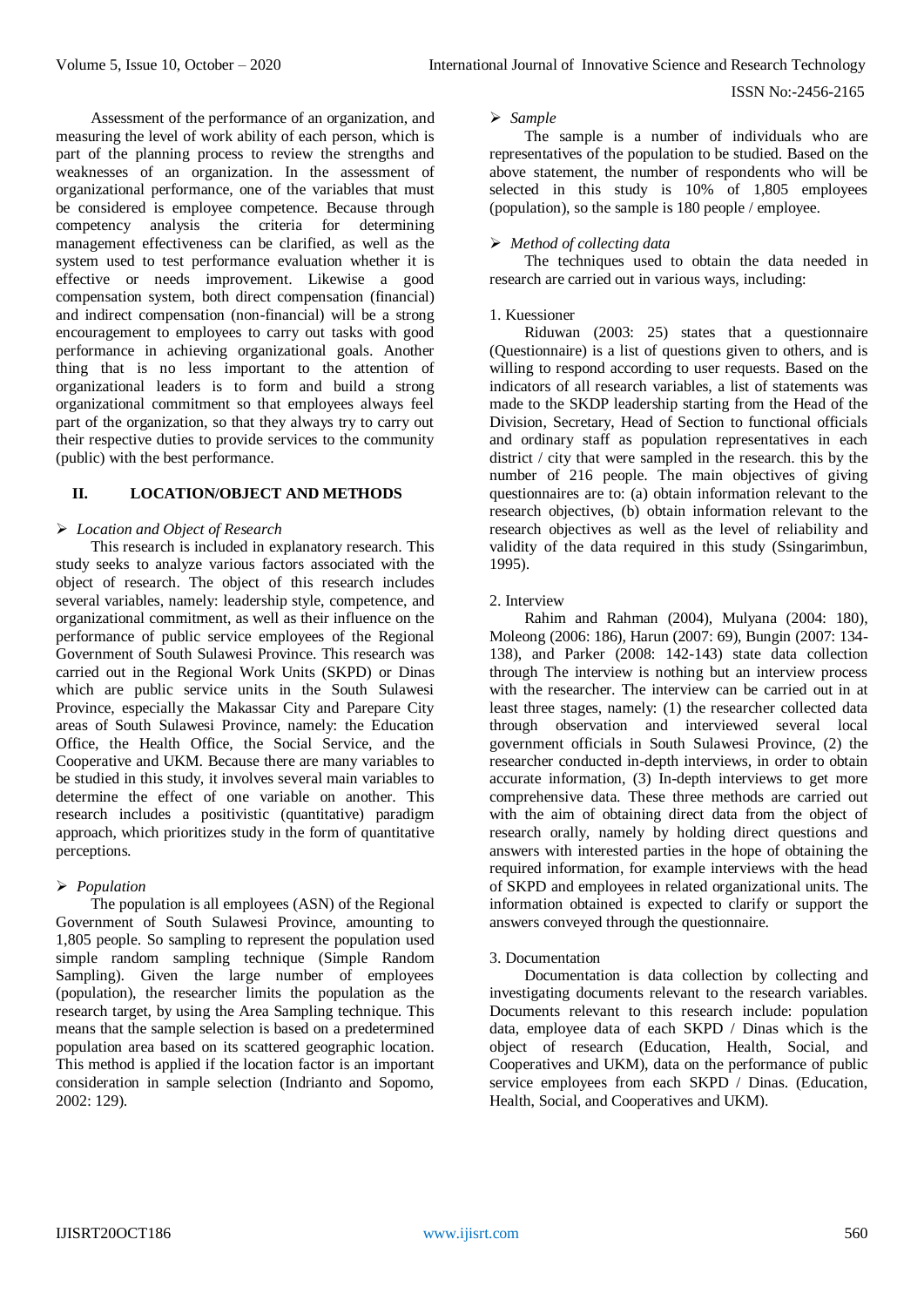Assessment of the performance of an organization, and measuring the level of work ability of each person, which is part of the planning process to review the strengths and weaknesses of an organization. In the assessment of organizational performance, one of the variables that must be considered is employee competence. Because through competency analysis the criteria for determining management effectiveness can be clarified, as well as the system used to test performance evaluation whether it is effective or needs improvement. Likewise a good compensation system, both direct compensation (financial) and indirect compensation (non-financial) will be a strong encouragement to employees to carry out tasks with good performance in achieving organizational goals. Another thing that is no less important to the attention of organizational leaders is to form and build a strong organizational commitment so that employees always feel part of the organization, so that they always try to carry out their respective duties to provide services to the community (public) with the best performance.

## II. LOCATION/OBJECT AND METHODS

- *Location and Object of Research*

This research is included in explanatory research. This study seeks to analyze various factors associated with the object of research. The object of this research includes several variables, namely: leadership style, competence, and organizational commitment, as well as their influence on the performance of public service employees of the Regional Government of South Sulawesi Province. This research was carried out in the Regional Work Units (SKPD) or Dinas which are public service units in the South Sulawesi Province, especially the Makassar City and Parepare City areas of South Sulawesi Province, namely: the Education Office, the Health Office, the Social Service, and the Cooperative and UKM. Because there are many variables to be studied in this study, it involves several main variables to determine the effect of one variable on another. This research includes a positivistic (quantitative) paradigm approach, which prioritizes study in the form of quantitative perceptions.

- *Population*

The population is all employees (ASN) of the Regional Government of South Sulawesi Province, amounting to 1,805 people. So sampling to represent the population used simple random sampling technique (Simple Random Sampling). Given the large number of employees (population), the researcher limits the population as the research target, by using the Area Sampling technique. This means that the sample selection is based on a predetermined population area based on its scattered geographic location. This method is applied if the location factor is an important consideration in sample selection (Indrianto and Sopomo, 2002: 129).

- *Sample*

The sample is a number of individuals who are representatives of the population to be studied. Based on the above statement, the number of respondents who will be selected in this study is 10% of 1,805 employees (population), so the sample is 180 people / employee.

- *Method of collecting data*

The techniques used to obtain the data needed in research are carried out in various ways, including:

1. Kuessioner

Riduwan (2003: 25) states that a questionnaire (Questionnaire) is a list of questions given to others, and is willing to respond according to user requests. Based on the indicators of all research variables, a list of statements was made to the SKDP leadership starting from the Head of the Division, Secretary, Head of Section to functional officials and ordinary staff as population representatives in each district / city that were sampled in the research. this by the number of 216 people. The main objectives of giving questionnaires are to: (a) obtain information relevant to the research objectives, (b) obtain information relevant to the research objectives as well as the level of reliability and validity of the data required in this study (Ssingarimbun, 1995).

2. Interview

Rahim and Rahman (2004), Mulyana (2004: 180), Moleong (2006: 186), Harun (2007: 69), Bungin (2007: 134-138), and Parker (2008: 142-143) state data collection through The interview is nothing but an interview process with the researcher. The interview can be carried out in at least three stages, namely: (1) the researcher collected data through observation and interviewed several local government officials in South Sulawesi Province, (2) the researcher conducted in-depth interviews, in order to obtain accurate information, (3) In-depth interviews to get more comprehensive data. These three methods are carried out with the aim of obtaining direct data from the object of research orally, namely by holding direct questions and answers with interested parties in the hope of obtaining the required information, for example interviews with the head of SKPD and employees in related organizational units. The information obtained is expected to clarify or support the answers conveyed through the questionnaire.

3. Documentation

Documentation is data collection by collecting and investigating documents relevant to the research variables. Documents relevant to this research include: population data, employee data of each SKPD / Dinas which is the object of research (Education, Health, Social, and Cooperatives and UKM), data on the performance of public service employees from each SKPD / Dinas. (Education, Health, Social, and Cooperatives and UKM).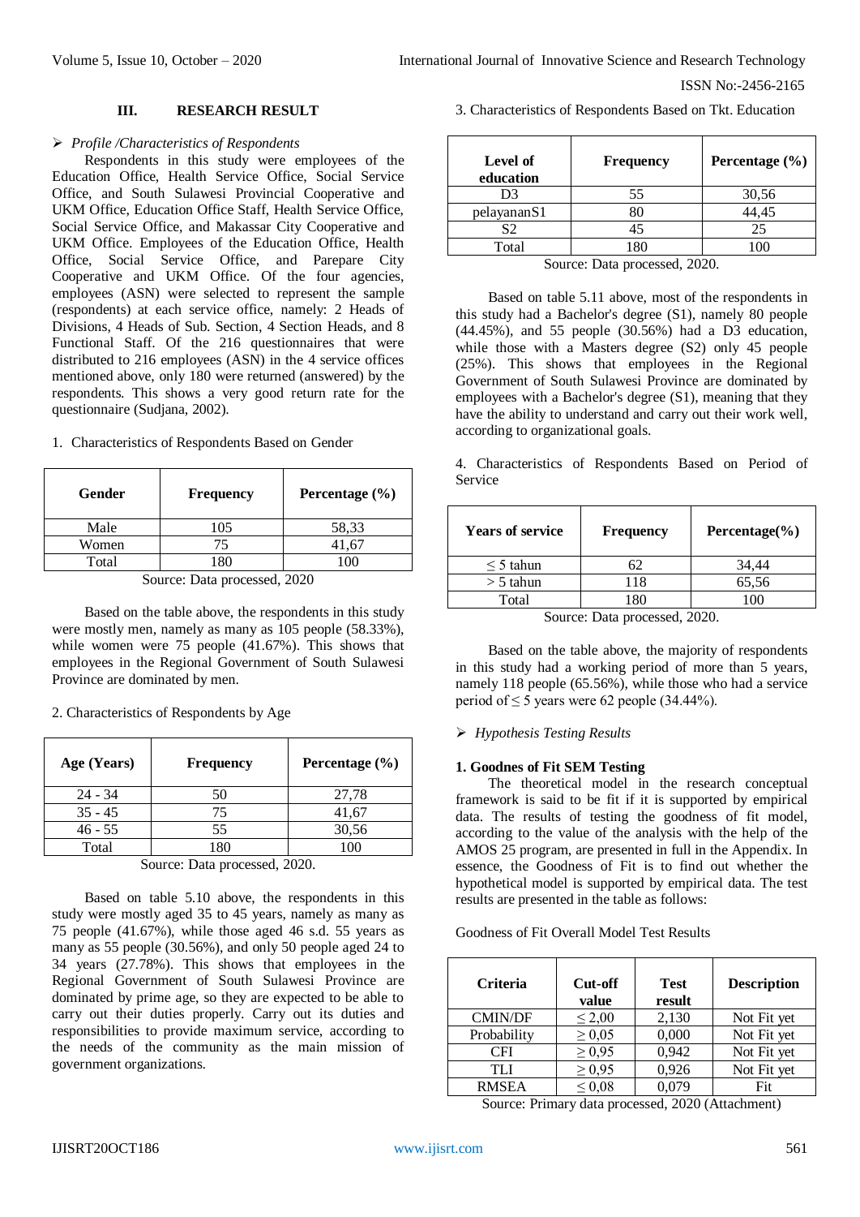## III. RESEARCH RESULT

➢ *Profile /Characteristics of Respondents*

Respondents in this study were employees of the Education Office, Health Service Office, Social Service Office, and South Sulawesi Provincial Cooperative and UKM Office, Education Office Staff, Health Service Office, Social Service Office, and Makassar City Cooperative and UKM Office. Employees of the Education Office, Health Office, Social Service Office, and Parepare City Cooperative and UKM Office. Of the four agencies, employees (ASN) were selected to represent the sample (respondents) at each service office, namely: 2 Heads of Divisions, 4 Heads of Sub. Section, 4 Section Heads, and 8 Functional Staff. Of the 216 questionnaires that were distributed to 216 employees (ASN) in the 4 service offices mentioned above, only 180 were returned (answered) by the respondents. This shows a very good return rate for the questionnaire (Sudjana, 2002).

1. Characteristics of Respondents Based on Gender

| Gender | Frequency | Percentage (%) |
|---|---|---|
| Male | 105 | 58,33 |
| Women | 75 | 41,67 |
| Total | 180 | 100 |

Source: Data processed, 2020

Based on the table above, the respondents in this study were mostly men, namely as many as 105 people (58.33%), while women were 75 people (41.67%). This shows that employees in the Regional Government of South Sulawesi Province are dominated by men.

2. Characteristics of Respondents by Age

| Age (Years) | Frequency | Percentage (%) |
|---|---|---|
| 24 - 34 | 50 | 27,78 |
| 35 - 45 | 75 | 41,67 |
| 46 - 55 | 55 | 30,56 |
| Total | 180 | 100 |

Source: Data processed, 2020.

Based on table 5.10 above, the respondents in this study were mostly aged 35 to 45 years, namely as many as 75 people (41.67%), while those aged 46 s.d. 55 years as many as 55 people (30.56%), and only 50 people aged 24 to 34 years (27.78%). This shows that employees in the Regional Government of South Sulawesi Province are dominated by prime age, so they are expected to be able to carry out their duties properly. Carry out its duties and responsibilities to provide maximum service, according to the needs of the community as the main mission of government organizations.

3. Characteristics of Respondents Based on Tkt. Education

| Level of education | Frequency | Percentage (%) |
|---|---|---|
| D3 | 55 | 30,56 |
| pelayananS1 | 80 | 44,45 |
| S2 | 45 | 25 |
| Total | 180 | 100 |

Source: Data processed, 2020.

Based on table 5.11 above, most of the respondents in this study had a Bachelor's degree (S1), namely 80 people (44.45%), and 55 people (30.56%) had a D3 education, while those with a Masters degree (S2) only 45 people (25%). This shows that employees in the Regional Government of South Sulawesi Province are dominated by employees with a Bachelor's degree (S1), meaning that they have the ability to understand and carry out their work well, according to organizational goals.

4. Characteristics of Respondents Based on Period of Service

| Years of service | Frequency | Percentage(%) |
|---|---|---|
| ≤ 5 tahun | 62 | 34,44 |
| > 5 tahun | 118 | 65,56 |
| Total | 180 | 100 |

Source: Data processed, 2020.

Based on the table above, the majority of respondents in this study had a working period of more than 5 years, namely 118 people (65.56%), while those who had a service period of ≤ 5 years were 62 people (34.44%).

➢ *Hypothesis Testing Results*

**1. Goodnes of Fit SEM Testing**

The theoretical model in the research conceptual framework is said to be fit if it is supported by empirical data. The results of testing the goodness of fit model, according to the value of the analysis with the help of the AMOS 25 program, are presented in full in the Appendix. In essence, the Goodness of Fit is to find out whether the hypothetical model is supported by empirical data. The test results are presented in the table as follows:

Goodness of Fit Overall Model Test Results

| Criteria | Cut-off value | Test result | Description |
|---|---|---|---|
| CMIN/DF | ≤ 2,00 | 2,130 | Not Fit yet |
| Probability | ≥ 0,05 | 0,000 | Not Fit yet |
| CFI | ≥ 0,95 | 0,942 | Not Fit yet |
| TLI | ≥ 0,95 | 0,926 | Not Fit yet |
| RMSEA | ≤ 0,08 | 0,079 | Fit |

Source: Primary data processed, 2020 (Attachment)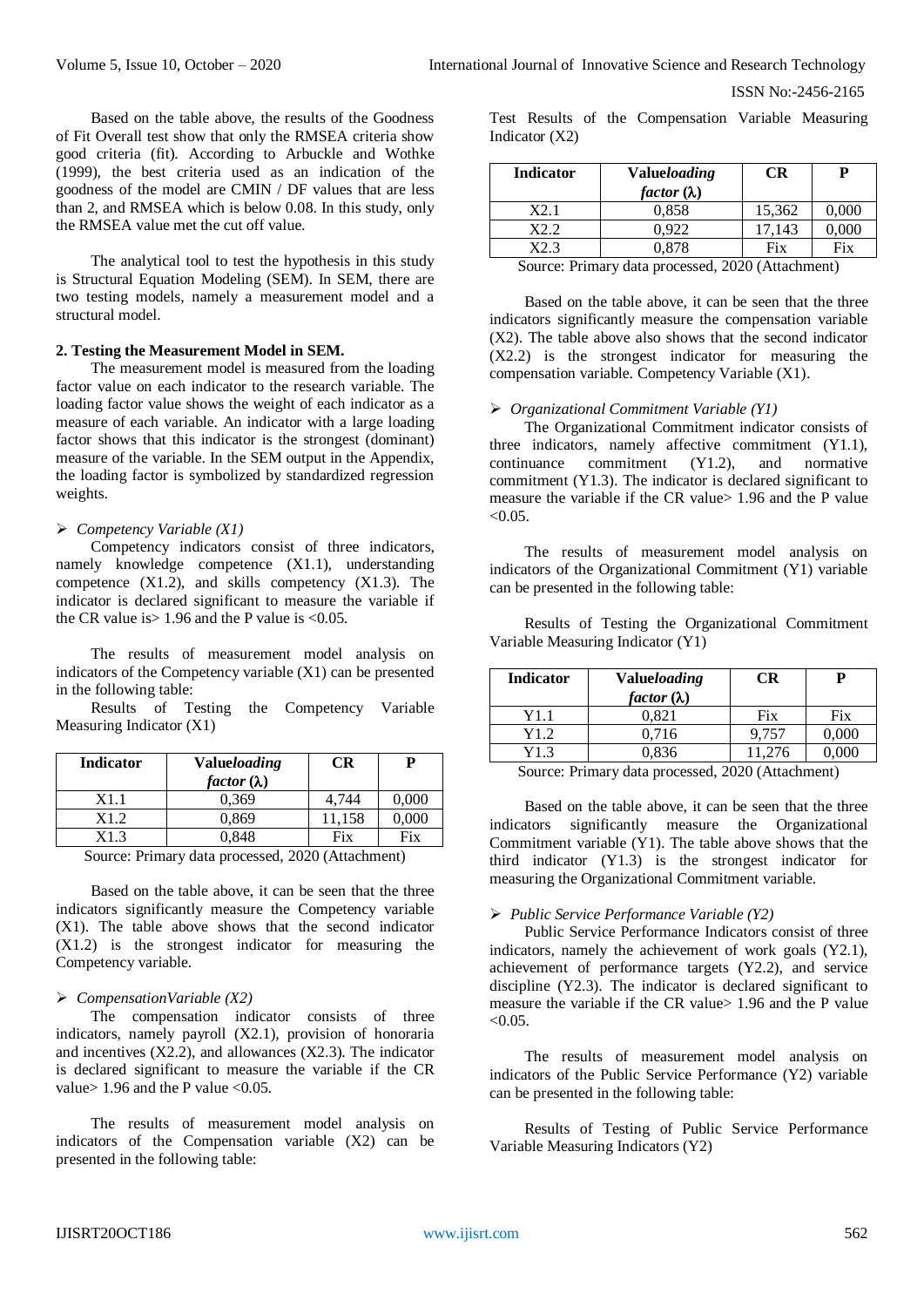Based on the table above, the results of the Goodness of Fit Overall test show that only the RMSEA criteria show good criteria (fit). According to Arbuckle and Wothke (1999), the best criteria used as an indication of the goodness of the model are CMIN / DF values that are less than 2, and RMSEA which is below 0.08. In this study, only the RMSEA value met the cut off value.

The analytical tool to test the hypothesis in this study is Structural Equation Modeling (SEM). In SEM, there are two testing models, namely a measurement model and a structural model.

**2. Testing the Measurement Model in SEM.**

The measurement model is measured from the loading factor value on each indicator to the research variable. The loading factor value shows the weight of each indicator as a measure of each variable. An indicator with a large loading factor shows that this indicator is the strongest (dominant) measure of the variable. In the SEM output in the Appendix, the loading factor is symbolized by standardized regression weights.

- *Competency Variable (X1)*

Competency indicators consist of three indicators, namely knowledge competence (X1.1), understanding competence (X1.2), and skills competency (X1.3). The indicator is declared significant to measure the variable if the CR value is> 1.96 and the P value is <0.05.

The results of measurement model analysis on indicators of the Competency variable (X1) can be presented in the following table:

Results of Testing the Competency Variable Measuring Indicator (X1)

| Indicator | Value *loading factor* (λ) | CR | P |
|---|---|---|---|
| X1.1 | 0,369 | 4,744 | 0,000 |
| X1.2 | 0,869 | 11,158 | 0,000 |
| X1.3 | 0,848 | Fix | Fix |

Source: Primary data processed, 2020 (Attachment)

Based on the table above, it can be seen that the three indicators significantly measure the Competency variable (X1). The table above shows that the second indicator (X1.2) is the strongest indicator for measuring the Competency variable.

- *CompensationVariable (X2)*

The compensation indicator consists of three indicators, namely payroll (X2.1), provision of honoraria and incentives (X2.2), and allowances (X2.3). The indicator is declared significant to measure the variable if the CR value> 1.96 and the P value <0.05.

The results of measurement model analysis on indicators of the Compensation variable (X2) can be presented in the following table:

Test Results of the Compensation Variable Measuring Indicator (X2)

| Indicator | Value *loading factor* (λ) | CR | P |
|---|---|---|---|
| X2.1 | 0,858 | 15,362 | 0,000 |
| X2.2 | 0,922 | 17,143 | 0,000 |
| X2.3 | 0,878 | Fix | Fix |

Source: Primary data processed, 2020 (Attachment)

Based on the table above, it can be seen that the three indicators significantly measure the compensation variable (X2). The table above also shows that the second indicator (X2.2) is the strongest indicator for measuring the compensation variable. Competency Variable (X1).

- *Organizational Commitment Variable (Y1)*

The Organizational Commitment indicator consists of three indicators, namely affective commitment (Y1.1), continuance commitment (Y1.2), and normative commitment (Y1.3). The indicator is declared significant to measure the variable if the CR value> 1.96 and the P value <0.05.

The results of measurement model analysis on indicators of the Organizational Commitment (Y1) variable can be presented in the following table:

Results of Testing the Organizational Commitment Variable Measuring Indicator (Y1)

| Indicator | Value *loading factor* (λ) | CR | P |
|---|---|---|---|
| Y1.1 | 0,821 | Fix | Fix |
| Y1.2 | 0,716 | 9,757 | 0,000 |
| Y1.3 | 0,836 | 11,276 | 0,000 |

Source: Primary data processed, 2020 (Attachment)

Based on the table above, it can be seen that the three indicators significantly measure the Organizational Commitment variable (Y1). The table above shows that the third indicator (Y1.3) is the strongest indicator for measuring the Organizational Commitment variable.

- *Public Service Performance Variable (Y2)*

Public Service Performance Indicators consist of three indicators, namely the achievement of work goals (Y2.1), achievement of performance targets (Y2.2), and service discipline (Y2.3). The indicator is declared significant to measure the variable if the CR value> 1.96 and the P value <0.05.

The results of measurement model analysis on indicators of the Public Service Performance (Y2) variable can be presented in the following table:

Results of Testing of Public Service Performance Variable Measuring Indicators (Y2)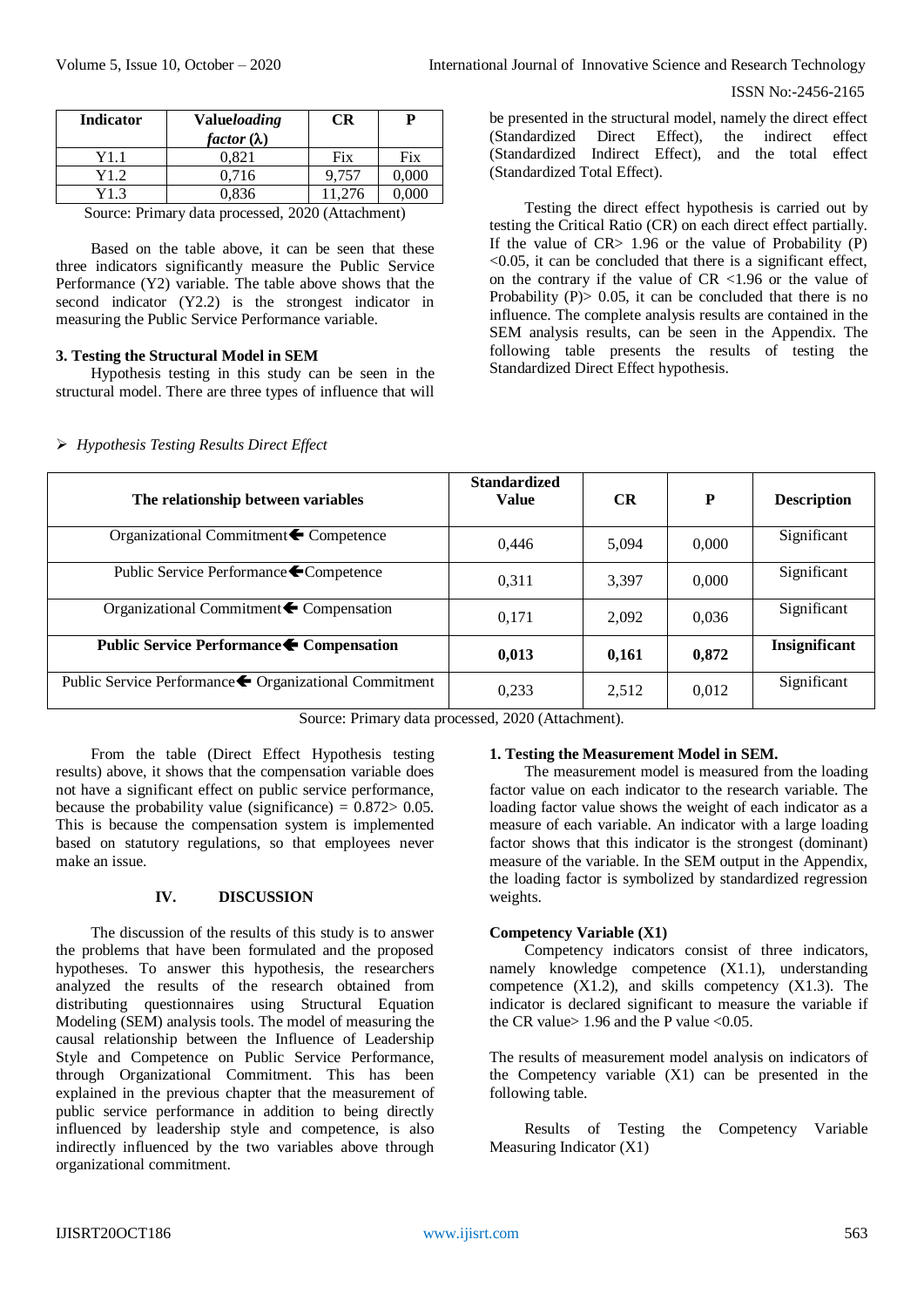| Indicator | Value*loading factor* (λ) | CR | P |
|---|---|---|---|
| Y1.1 | 0,821 | Fix | Fix |
| Y1.2 | 0,716 | 9,757 | 0,000 |
| Y1.3 | 0,836 | 11,276 | 0,000 |

Source: Primary data processed, 2020 (Attachment)

Based on the table above, it can be seen that these three indicators significantly measure the Public Service Performance (Y2) variable. The table above shows that the second indicator (Y2.2) is the strongest indicator in measuring the Public Service Performance variable.

### 3. Testing the Structural Model in SEM

Hypothesis testing in this study can be seen in the structural model. There are three types of influence that will be presented in the structural model, namely the direct effect (Standardized Direct Effect), the indirect effect (Standardized Indirect Effect), and the total effect (Standardized Total Effect).

Testing the direct effect hypothesis is carried out by testing the Critical Ratio (CR) on each direct effect partially. If the value of CR> 1.96 or the value of Probability (P) <0.05, it can be concluded that there is a significant effect, on the contrary if the value of CR <1.96 or the value of Probability (P)> 0.05, it can be concluded that there is no influence. The complete analysis results are contained in the SEM analysis results, can be seen in the Appendix. The following table presents the results of testing the Standardized Direct Effect hypothesis.

- *Hypothesis Testing Results Direct Effect*

| The relationship between variables | Standardized Value | CR | P | Description |
|---|---|---|---|---|
| Organizational Commitment ← Competence | 0,446 | 5,094 | 0,000 | Significant |
| Public Service Performance ← Competence | 0,311 | 3,397 | 0,000 | Significant |
| Organizational Commitment ← Compensation | 0,171 | 2,092 | 0,036 | Significant |
| **Public Service Performance ← Compensation** | **0,013** | **0,161** | **0,872** | **Insignificant** |
| Public Service Performance ← Organizational Commitment | 0,233 | 2,512 | 0,012 | Significant |

Source: Primary data processed, 2020 (Attachment).

From the table (Direct Effect Hypothesis testing results) above, it shows that the compensation variable does not have a significant effect on public service performance, because the probability value (significance) = 0.872> 0.05. This is because the compensation system is implemented based on statutory regulations, so that employees never make an issue.

## IV. DISCUSSION

The discussion of the results of this study is to answer the problems that have been formulated and the proposed hypotheses. To answer this hypothesis, the researchers analyzed the results of the research obtained from distributing questionnaires using Structural Equation Modeling (SEM) analysis tools. The model of measuring the causal relationship between the Influence of Leadership Style and Competence on Public Service Performance, through Organizational Commitment. This has been explained in the previous chapter that the measurement of public service performance in addition to being directly influenced by leadership style and competence, is also indirectly influenced by the two variables above through organizational commitment.

### 1. Testing the Measurement Model in SEM.

The measurement model is measured from the loading factor value on each indicator to the research variable. The loading factor value shows the weight of each indicator as a measure of each variable. An indicator with a large loading factor shows that this indicator is the strongest (dominant) measure of the variable. In the SEM output in the Appendix, the loading factor is symbolized by standardized regression weights.

**Competency Variable (X1)**

Competency indicators consist of three indicators, namely knowledge competence (X1.1), understanding competence (X1.2), and skills competency (X1.3). The indicator is declared significant to measure the variable if the CR value> 1.96 and the P value <0.05.

The results of measurement model analysis on indicators of the Competency variable (X1) can be presented in the following table.

Results of Testing the Competency Variable Measuring Indicator (X1)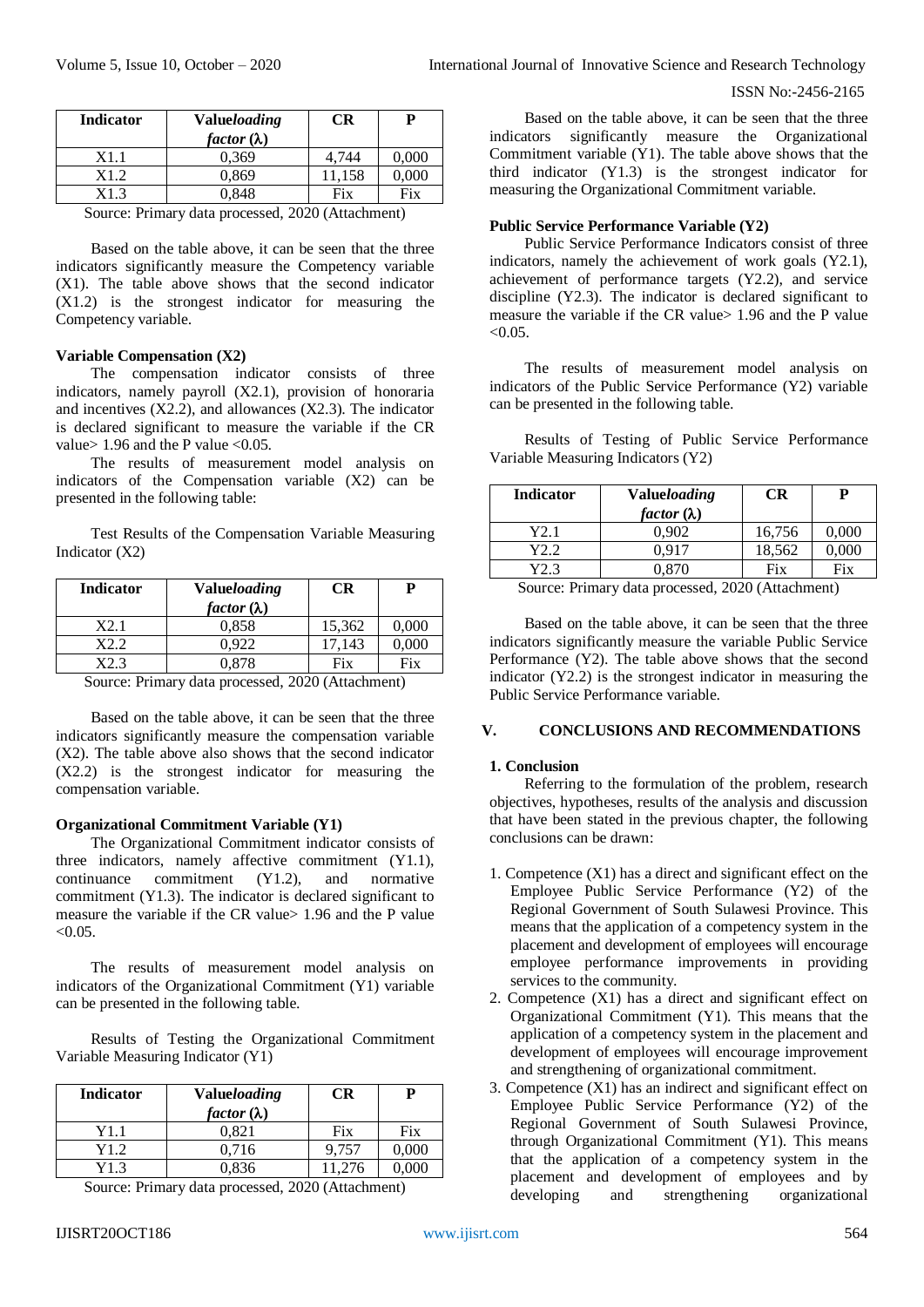| Indicator | Value*loading factor* (λ) | CR | P |
|---|---|---|---|
| X1.1 | 0,369 | 4,744 | 0,000 |
| X1.2 | 0,869 | 11,158 | 0,000 |
| X1.3 | 0,848 | Fix | Fix |

Source: Primary data processed, 2020 (Attachment)

Based on the table above, it can be seen that the three indicators significantly measure the Competency variable (X1). The table above shows that the second indicator (X1.2) is the strongest indicator for measuring the Competency variable.

**Variable Compensation (X2)**

The compensation indicator consists of three indicators, namely payroll (X2.1), provision of honoraria and incentives (X2.2), and allowances (X2.3). The indicator is declared significant to measure the variable if the CR value> 1.96 and the P value <0.05.

The results of measurement model analysis on indicators of the Compensation variable (X2) can be presented in the following table:

Test Results of the Compensation Variable Measuring Indicator (X2)

| Indicator | Value*loading factor* (λ) | CR | P |
|---|---|---|---|
| X2.1 | 0,858 | 15,362 | 0,000 |
| X2.2 | 0,922 | 17,143 | 0,000 |
| X2.3 | 0,878 | Fix | Fix |

Source: Primary data processed, 2020 (Attachment)

Based on the table above, it can be seen that the three indicators significantly measure the compensation variable (X2). The table above also shows that the second indicator (X2.2) is the strongest indicator for measuring the compensation variable.

**Organizational Commitment Variable (Y1)**

The Organizational Commitment indicator consists of three indicators, namely affective commitment (Y1.1), continuance commitment (Y1.2), and normative commitment (Y1.3). The indicator is declared significant to measure the variable if the CR value> 1.96 and the P value <0.05.

The results of measurement model analysis on indicators of the Organizational Commitment (Y1) variable can be presented in the following table.

Results of Testing the Organizational Commitment Variable Measuring Indicator (Y1)

| Indicator | Value*loading factor* (λ) | CR | P |
|---|---|---|---|
| Y1.1 | 0,821 | Fix | Fix |
| Y1.2 | 0,716 | 9,757 | 0,000 |
| Y1.3 | 0,836 | 11,276 | 0,000 |

Source: Primary data processed, 2020 (Attachment)

Based on the table above, it can be seen that the three indicators significantly measure the Organizational Commitment variable (Y1). The table above shows that the third indicator (Y1.3) is the strongest indicator for measuring the Organizational Commitment variable.

**Public Service Performance Variable (Y2)**

Public Service Performance Indicators consist of three indicators, namely the achievement of work goals (Y2.1), achievement of performance targets (Y2.2), and service discipline (Y2.3). The indicator is declared significant to measure the variable if the CR value> 1.96 and the P value <0.05.

The results of measurement model analysis on indicators of the Public Service Performance (Y2) variable can be presented in the following table.

Results of Testing of Public Service Performance Variable Measuring Indicators (Y2)

| Indicator | Value*loading factor* (λ) | CR | P |
|---|---|---|---|
| Y2.1 | 0,902 | 16,756 | 0,000 |
| Y2.2 | 0,917 | 18,562 | 0,000 |
| Y2.3 | 0,870 | Fix | Fix |

Source: Primary data processed, 2020 (Attachment)

Based on the table above, it can be seen that the three indicators significantly measure the variable Public Service Performance (Y2). The table above shows that the second indicator (Y2.2) is the strongest indicator in measuring the Public Service Performance variable.

## V. CONCLUSIONS AND RECOMMENDATIONS

### 1. Conclusion

Referring to the formulation of the problem, research objectives, hypotheses, results of the analysis and discussion that have been stated in the previous chapter, the following conclusions can be drawn:

1. Competence (X1) has a direct and significant effect on the Employee Public Service Performance (Y2) of the Regional Government of South Sulawesi Province. This means that the application of a competency system in the placement and development of employees will encourage employee performance improvements in providing services to the community.
2. Competence (X1) has a direct and significant effect on Organizational Commitment (Y1). This means that the application of a competency system in the placement and development of employees will encourage improvement and strengthening of organizational commitment.
3. Competence (X1) has an indirect and significant effect on Employee Public Service Performance (Y2) of the Regional Government of South Sulawesi Province, through Organizational Commitment (Y1). This means that the application of a competency system in the placement and development of employees and by developing and strengthening organizational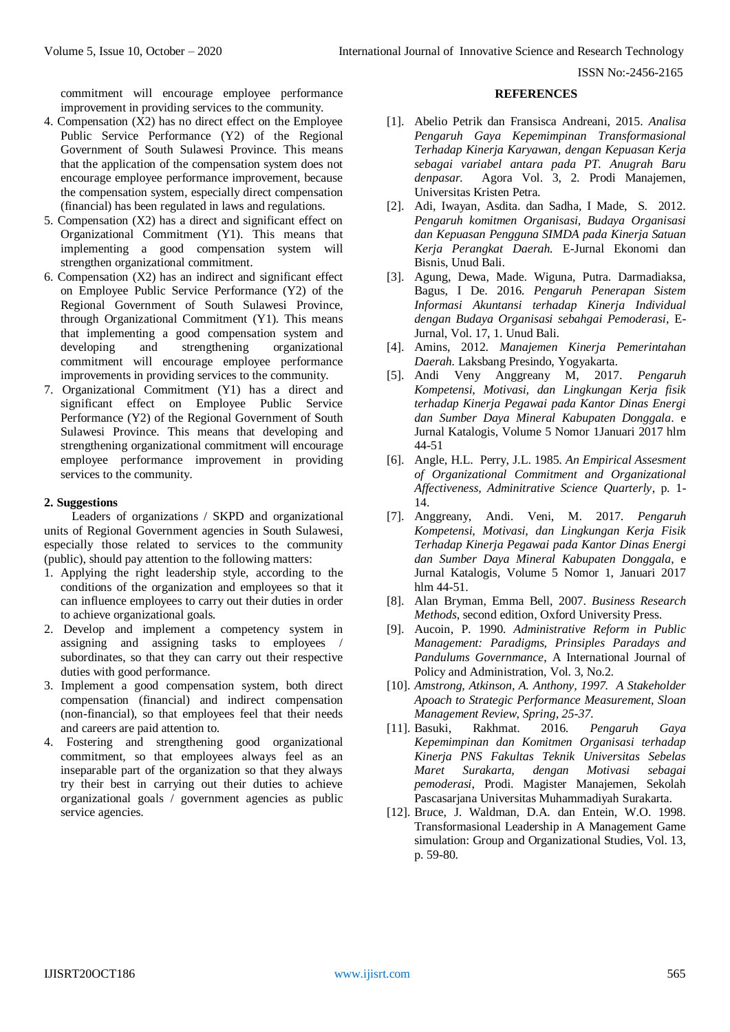commitment will encourage employee performance improvement in providing services to the community.

4. Compensation (X2) has no direct effect on the Employee Public Service Performance (Y2) of the Regional Government of South Sulawesi Province. This means that the application of the compensation system does not encourage employee performance improvement, because the compensation system, especially direct compensation (financial) has been regulated in laws and regulations.
5. Compensation (X2) has a direct and significant effect on Organizational Commitment (Y1). This means that implementing a good compensation system will strengthen organizational commitment.
6. Compensation (X2) has an indirect and significant effect on Employee Public Service Performance (Y2) of the Regional Government of South Sulawesi Province, through Organizational Commitment (Y1). This means that implementing a good compensation system and developing and strengthening organizational commitment will encourage employee performance improvements in providing services to the community.
7. Organizational Commitment (Y1) has a direct and significant effect on Employee Public Service Performance (Y2) of the Regional Government of South Sulawesi Province. This means that developing and strengthening organizational commitment will encourage employee performance improvement in providing services to the community.

**2. Suggestions**

Leaders of organizations / SKPD and organizational units of Regional Government agencies in South Sulawesi, especially those related to services to the community (public), should pay attention to the following matters:

1. Applying the right leadership style, according to the conditions of the organization and employees so that it can influence employees to carry out their duties in order to achieve organizational goals.
2. Develop and implement a competency system in assigning and assigning tasks to employees / subordinates, so that they can carry out their respective duties with good performance.
3. Implement a good compensation system, both direct compensation (financial) and indirect compensation (non-financial), so that employees feel that their needs and careers are paid attention to.
4. Fostering and strengthening good organizational commitment, so that employees always feel as an inseparable part of the organization so that they always try their best in carrying out their duties to achieve organizational goals / government agencies as public service agencies.

**REFERENCES**

[1]. Abelio Petrik dan Fransisca Andreani, 2015. *Analisa Pengaruh Gaya Kepemimpinan Transformasional Terhadap Kinerja Karyawan, dengan Kepuasan Kerja sebagai variabel antara pada PT. Anugrah Baru denpasar.* Agora Vol. 3, 2. Prodi Manajemen, Universitas Kristen Petra.

[2]. Adi, Iwayan, Asdita. dan Sadha, I Made, S. 2012. *Pengaruh komitmen Organisasi, Budaya Organisasi dan Kepuasan Pengguna SIMDA pada Kinerja Satuan Kerja Perangkat Daerah.* E-Jurnal Ekonomi dan Bisnis, Unud Bali.

[3]. Agung, Dewa, Made. Wiguna, Putra. Darmadiaksa, Bagus, I De. 2016. *Pengaruh Penerapan Sistem Informasi Akuntansi terhadap Kinerja Individual dengan Budaya Organisasi sebahgai Pemoderasi*, E-Jurnal, Vol. 17, 1. Unud Bali.

[4]. Amins, 2012. *Manajemen Kinerja Pemerintahan Daerah.* Laksbang Presindo, Yogyakarta.

[5]. Andi Veny Anggreany M, 2017. *Pengaruh Kompetensi, Motivasi, dan Lingkungan Kerja fisik terhadap Kinerja Pegawai pada Kantor Dinas Energi dan Sumber Daya Mineral Kabupaten Donggala*. e Jurnal Katalogis, Volume 5 Nomor 1Januari 2017 hlm 44-51

[6]. Angle, H.L. Perry, J.L. 1985. *An Empirical Assesment of Organizational Commitment and Organizational Affectiveness, Adminitrative Science Quarterly*, p. 1-14.

[7]. Anggreany, Andi. Veni, M. 2017. *Pengaruh Kompetensi, Motivasi, dan Lingkungan Kerja Fisik Terhadap Kinerja Pegawai pada Kantor Dinas Energi dan Sumber Daya Mineral Kabupaten Donggala*, e Jurnal Katalogis, Volume 5 Nomor 1, Januari 2017 hlm 44-51.

[8]. Alan Bryman, Emma Bell, 2007. *Business Research Methods*, second edition, Oxford University Press.

[9]. Aucoin, P. 1990. *Administrative Reform in Public Management: Paradigms, Prinsiples Paradays and Pandulums Governmance*, A International Journal of Policy and Administration, Vol. 3, No.2.

[10]. *Amstrong, Atkinson, A. Anthony, 1997. A Stakeholder Apoach to Strategic Performance Measurement, Sloan Management Review, Spring, 25-37.*

[11]. Basuki, Rakhmat. 2016. *Pengaruh Gaya Kepemimpinan dan Komitmen Organisasi terhadap Kinerja PNS Fakultas Teknik Universitas Sebelas Maret Surakarta, dengan Motivasi sebagai pemoderasi*, Prodi. Magister Manajemen, Sekolah Pascasarjana Universitas Muhammadiyah Surakarta.

[12]. Bruce, J. Waldman, D.A. dan Entein, W.O. 1998. Transformasional Leadership in A Management Game simulation: Group and Organizational Studies, Vol. 13, p. 59-80.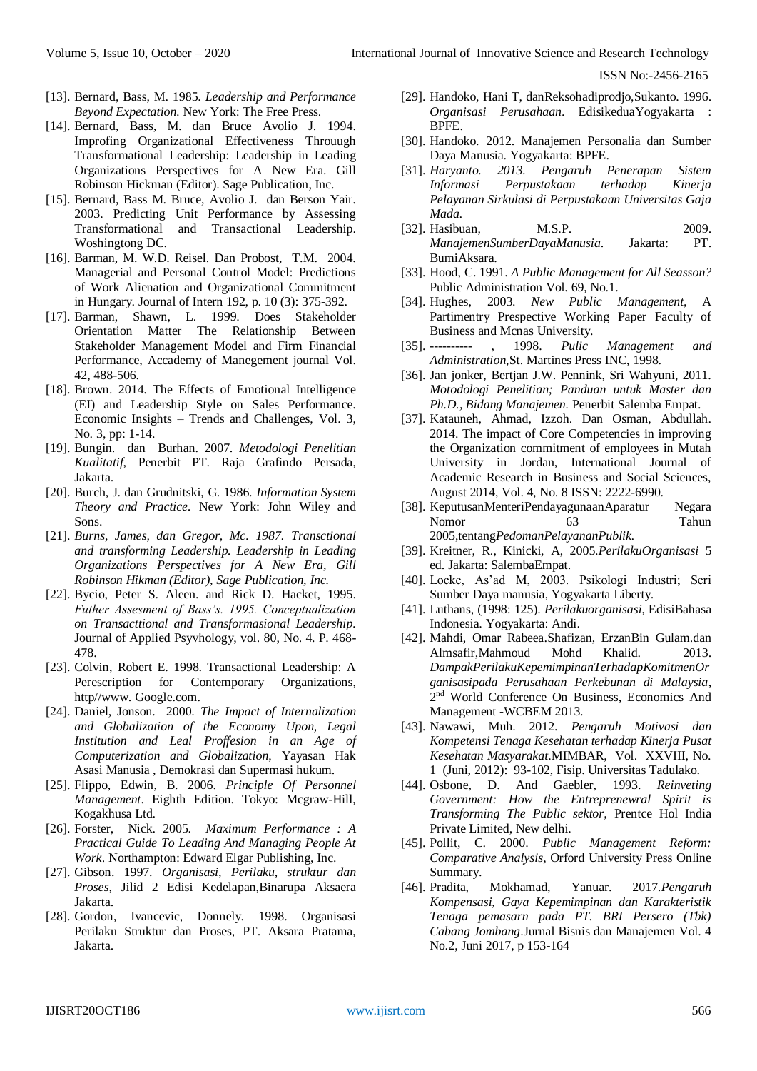[13]. Bernard, Bass, M. 1985. *Leadership and Performance Beyond Expectation.* New York: The Free Press.

[14]. Bernard, Bass, M. dan Bruce Avolio J. 1994. Improfing Organizational Effectiveness Throuugh Transformational Leadership: Leadership in Leading Organizations Perspectives for A New Era. Gill Robinson Hickman (Editor). Sage Publication, Inc.

[15]. Bernard, Bass M. Bruce, Avolio J. dan Berson Yair. 2003. Predicting Unit Performance by Assessing Transformational and Transactional Leadership. Woshingtong DC.

[16]. Barman, M. W.D. Reisel. Dan Probost, T.M. 2004. Managerial and Personal Control Model: Predictions of Work Alienation and Organizational Commitment in Hungary. Journal of Intern 192, p. 10 (3): 375-392.

[17]. Barman, Shawn, L. 1999. Does Stakeholder Orientation Matter The Relationship Between Stakeholder Management Model and Firm Financial Performance, Accademy of Manegement journal Vol. 42, 488-506.

[18]. Brown. 2014. The Effects of Emotional Intelligence (EI) and Leadership Style on Sales Performance. Economic Insights – Trends and Challenges, Vol. 3, No. 3, pp: 1-14.

[19]. Bungin. dan Burhan. 2007. *Metodologi Penelitian Kualitatif,* Penerbit PT. Raja Grafindo Persada, Jakarta.

[20]. Burch, J. dan Grudnitski, G. 1986. *Information System Theory and Practice.* New York: John Wiley and Sons.

[21]. *Burns, James, dan Gregor, Mc. 1987. Transctional and transforming Leadership. Leadership in Leading Organizations Perspectives for A New Era, Gill Robinson Hikman (Editor), Sage Publication, Inc.*

[22]. Bycio, Peter S. Aleen. and Rick D. Hacket, 1995. *Futher Assesment of Bass's. 1995. Conceptualization on Transacttional and Transformasional Leadership.* Journal of Applied Psyvhology, vol. 80, No. 4. P. 468-478.

[23]. Colvin, Robert E. 1998. Transactional Leadership: A Perescription for Contemporary Organizations, http//www. Google.com.

[24]. Daniel, Jonson. 2000. *The Impact of Internalization and Globalization of the Economy Upon, Legal Institution and Leal Proffesion in an Age of Computerization and Globalization,* Yayasan Hak Asasi Manusia , Demokrasi dan Supermasi hukum.

[25]. Flippo, Edwin, B. 2006. *Principle Of Personnel Management*. Eighth Edition. Tokyo: Mcgraw-Hill, Kogakhusa Ltd.

[26]. Forster, Nick. 2005. *Maximum Performance : A Practical Guide To Leading And Managing People At Work*. Northampton: Edward Elgar Publishing, Inc.

[27]. Gibson. 1997. *Organisasi, Perilaku, struktur dan Proses,* Jilid 2 Edisi Kedelapan,Binarupa Aksaera Jakarta.

[28]. Gordon, Ivancevic, Donnely. 1998. Organisasi Perilaku Struktur dan Proses, PT. Aksara Pratama, Jakarta.

[29]. Handoko, Hani T, danReksohadiprodjo,Sukanto. 1996. *Organisasi Perusahaan*. EdisikeduaYogyakarta : BPFE.

[30]. Handoko. 2012. Manajemen Personalia dan Sumber Daya Manusia. Yogyakarta: BPFE.

[31]. *Haryanto. 2013. Pengaruh Penerapan Sistem Informasi Perpustakaan terhadap Kinerja Pelayanan Sirkulasi di Perpustakaan Universitas Gaja Mada.*

[32]. Hasibuan, M.S.P. 2009. *ManajemenSumberDayaManusia*. Jakarta: PT. BumiAksara.

[33]. Hood, C. 1991. *A Public Management for All Seasson?* Public Administration Vol. 69, No.1.

[34]. Hughes, 2003. *New Public Management,* A Partimentry Prespective Working Paper Faculty of Business and Mcnas University.

[35]. ---------- , 1998. *Pulic Management and Administration*,St. Martines Press INC, 1998.

[36]. Jan jonker, Bertjan J.W. Pennink, Sri Wahyuni, 2011. *Motodologi Penelitian; Panduan untuk Master dan Ph.D., Bidang Manajemen.* Penerbit Salemba Empat.

[37]. Katauneh, Ahmad, Izzoh. Dan Osman, Abdullah. 2014. The impact of Core Competencies in improving the Organization commitment of employees in Mutah University in Jordan, International Journal of Academic Research in Business and Social Sciences, August 2014, Vol. 4, No. 8 ISSN: 2222-6990.

[38]. KeputusanMenteriPendayagunaanAparatur Negara Nomor 63 Tahun 2005,tentang*PedomanPelayananPublik.*

[39]. Kreitner, R., Kinicki, A, 2005.*PerilakuOrganisasi* 5 ed. Jakarta: SalembaEmpat.

[40]. Locke, As'ad M, 2003. Psikologi Industri; Seri Sumber Daya manusia, Yogyakarta Liberty.

[41]. Luthans, (1998: 125). *Perilakuorganisasi,* EdisiBahasa Indonesia. Yogyakarta: Andi.

[42]. Mahdi, Omar Rabeea.Shafizan, ErzanBin Gulam.dan Almsafir,Mahmoud Mohd Khalid. 2013. *DampakPerilakuKepemimpinanTerhadapKomitmenOrganisasipada Perusahaan Perkebunan di Malaysia*, 2nd World Conference On Business, Economics And Management -WCBEM 2013.

[43]. Nawawi, Muh. 2012. *Pengaruh Motivasi dan Kompetensi Tenaga Kesehatan terhadap Kinerja Pusat Kesehatan Masyarakat*.MIMBAR, Vol. XXVIII, No. 1 (Juni, 2012): 93-102, Fisip. Universitas Tadulako.

[44]. Osbone, D. And Gaebler, 1993. *Reinveting Government: How the Entreprenewral Spirit is Transforming The Public sektor,* Prentce Hol India Private Limited, New delhi.

[45]. Pollit, C. 2000. *Public Management Reform: Comparative Analysis,* Orford University Press Online Summary.

[46]. Pradita, Mokhamad, Yanuar. 2017.*Pengaruh Kompensasi, Gaya Kepemimpinan dan Karakteristik Tenaga pemasarn pada PT. BRI Persero (Tbk) Cabang Jombang*.Jurnal Bisnis dan Manajemen Vol. 4 No.2, Juni 2017, p 153-164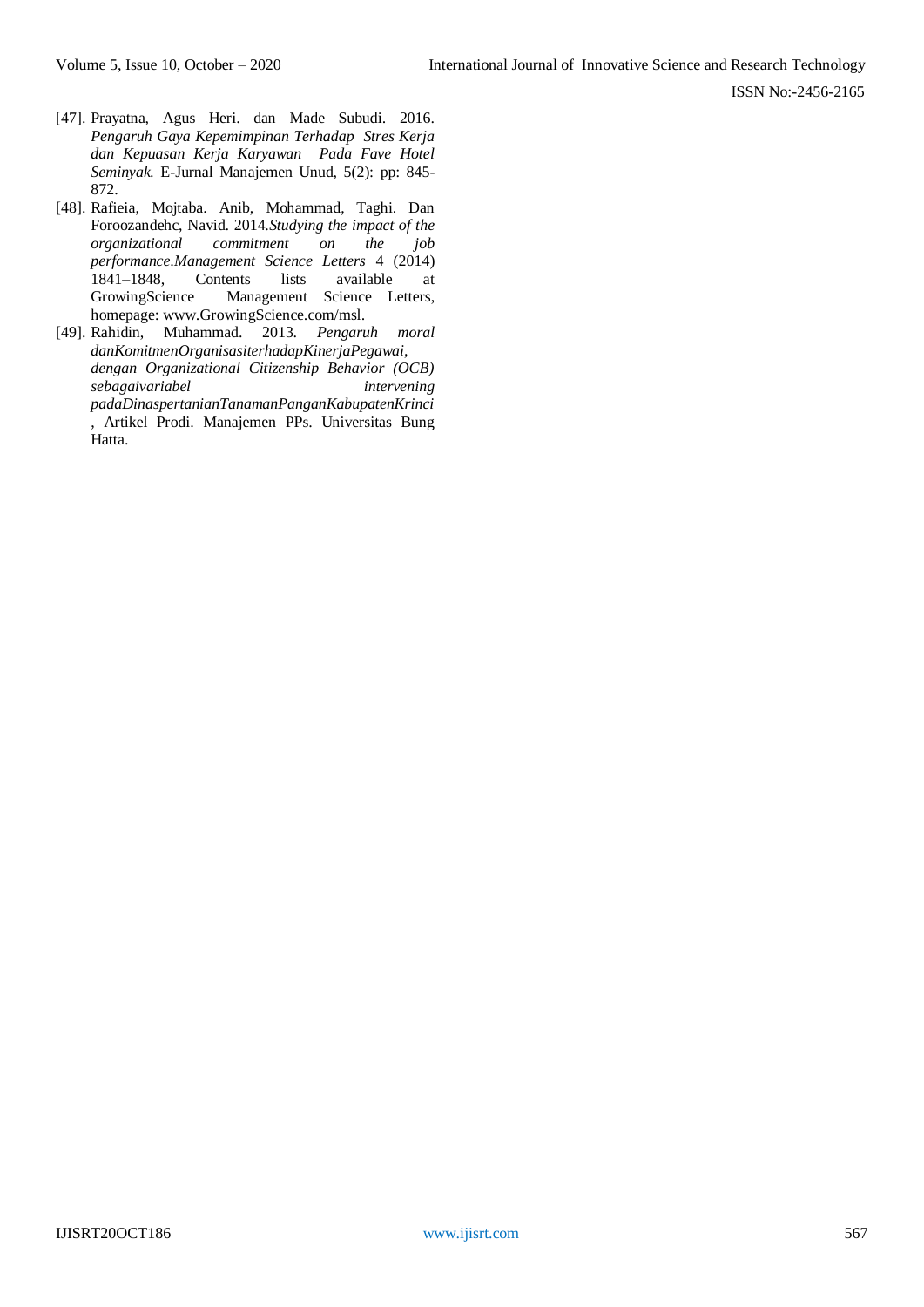[47]. Prayatna, Agus Heri. dan Made Subudi. 2016. *Pengaruh Gaya Kepemimpinan Terhadap Stres Kerja dan Kepuasan Kerja Karyawan Pada Fave Hotel Seminyak.* E-Jurnal Manajemen Unud, 5(2): pp: 845-872.

[48]. Rafieia, Mojtaba. Anib, Mohammad, Taghi. Dan Foroozandehc, Navid. 2014.*Studying the impact of the organizational commitment on the job performance.Management Science Letters* 4 (2014) 1841–1848, Contents lists available at GrowingScience Management Science Letters, homepage: www.GrowingScience.com/msl.

[49]. Rahidin, Muhammad. 2013. *Pengaruh moral danKomitmenOrganisasiterhadapKinerjaPegawai, dengan Organizational Citizenship Behavior (OCB) sebagaivariabel intervening padaDinaspertanianTanamanPanganKabupatenKrinci*, Artikel Prodi. Manajemen PPs. Universitas Bung Hatta.